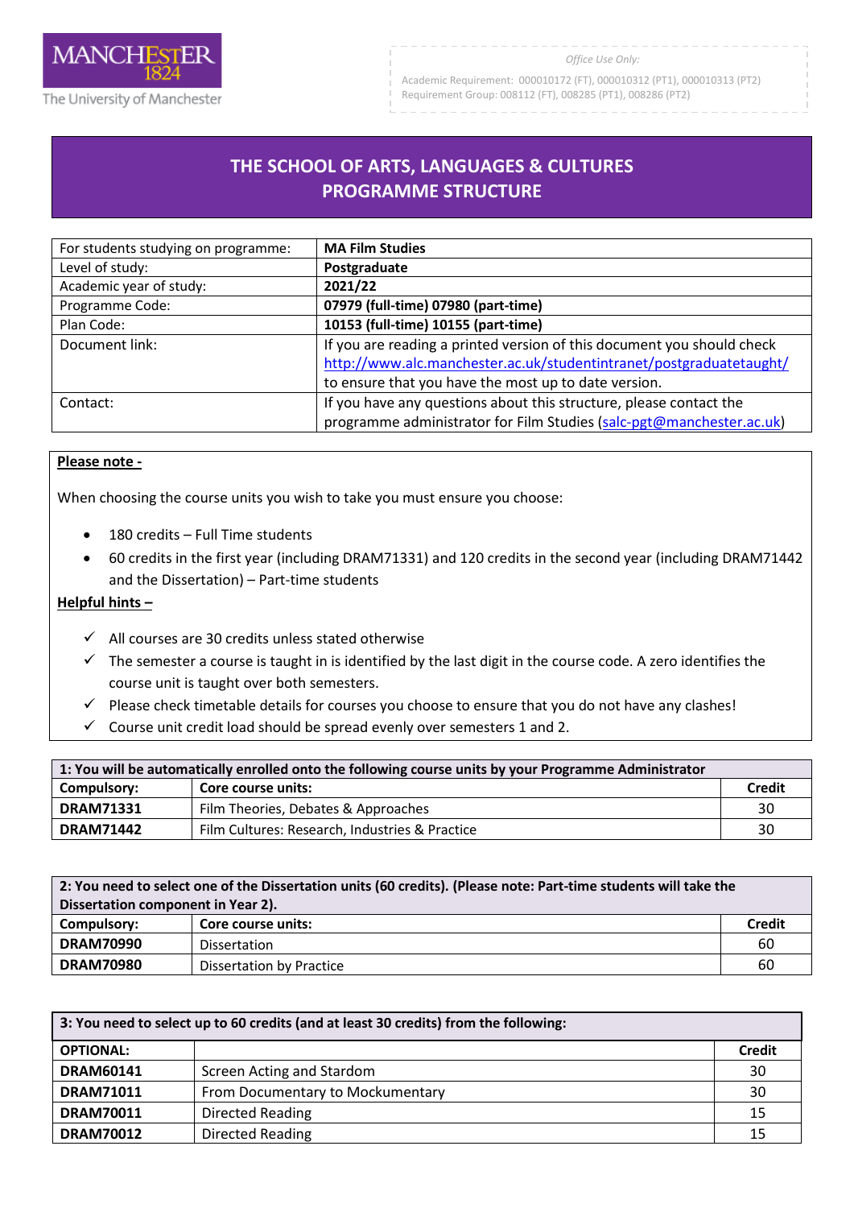MANCHESTER 1824

The University of Manchester

*Office Use Only:*

Academic Requirement: 000010172 (FT), 000010312 (PT1), 000010313 (PT2)
Requirement Group: 008112 (FT), 008285 (PT1), 008286 (PT2)

# THE SCHOOL OF ARTS, LANGUAGES & CULTURES
# PROGRAMME STRUCTURE

| | |
|---|---|
| For students studying on programme: | **MA Film Studies** |
| Level of study: | **Postgraduate** |
| Academic year of study: | **2021/22** |
| Programme Code: | **07979 (full-time) 07980 (part-time)** |
| Plan Code: | **10153 (full-time) 10155 (part-time)** |
| Document link: | If you are reading a printed version of this document you should check http://www.alc.manchester.ac.uk/studentintranet/postgraduatetaught/ to ensure that you have the most up to date version. |
| Contact: | If you have any questions about this structure, please contact the programme administrator for Film Studies (salc-pgt@manchester.ac.uk) |

**Please note -**

When choosing the course units you wish to take you must ensure you choose:

- 180 credits – Full Time students
- 60 credits in the first year (including DRAM71331) and 120 credits in the second year (including DRAM71442 and the Dissertation) – Part-time students

**Helpful hints –**

- ✓ All courses are 30 credits unless stated otherwise
- ✓ The semester a course is taught in is identified by the last digit in the course code. A zero identifies the course unit is taught over both semesters.
- ✓ Please check timetable details for courses you choose to ensure that you do not have any clashes!
- ✓ Course unit credit load should be spread evenly over semesters 1 and 2.

| **1: You will be automatically enrolled onto the following course units by your Programme Administrator** | | |
|---|---|---|
| **Compulsory:** | **Core course units:** | **Credit** |
| **DRAM71331** | Film Theories, Debates & Approaches | 30 |
| **DRAM71442** | Film Cultures: Research, Industries & Practice | 30 |

| **2: You need to select one of the Dissertation units (60 credits). (Please note: Part-time students will take the Dissertation component in Year 2).** | | |
|---|---|---|
| **Compulsory:** | **Core course units:** | **Credit** |
| **DRAM70990** | Dissertation | 60 |
| **DRAM70980** | Dissertation by Practice | 60 |

| **3: You need to select up to 60 credits (and at least 30 credits) from the following:** | | |
|---|---|---|
| **OPTIONAL:** | | **Credit** |
| **DRAM60141** | Screen Acting and Stardom | 30 |
| **DRAM71011** | From Documentary to Mockumentary | 30 |
| **DRAM70011** | Directed Reading | 15 |
| **DRAM70012** | Directed Reading | 15 |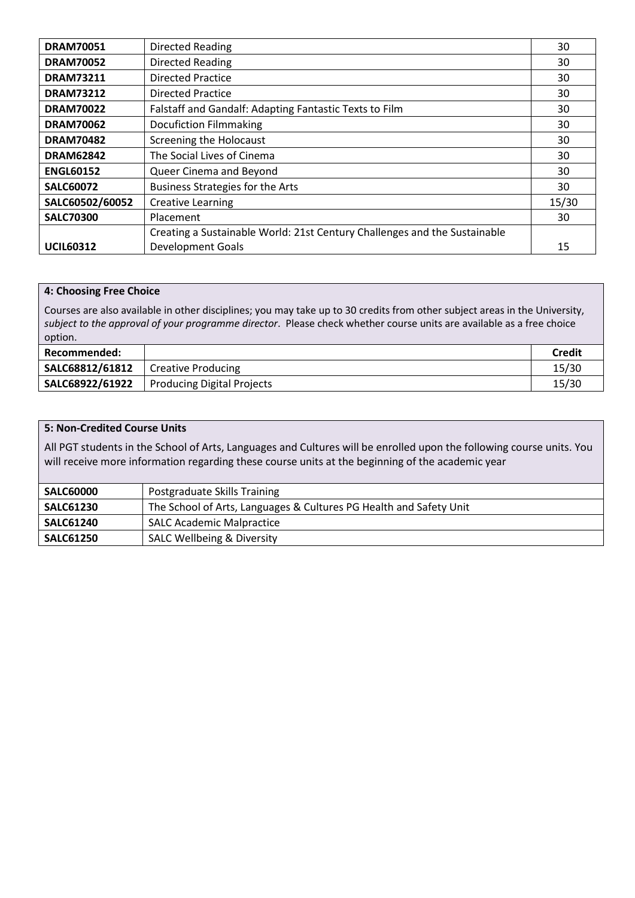| | | |
|---|---|---|
| **DRAM70051** | Directed Reading | 30 |
| **DRAM70052** | Directed Reading | 30 |
| **DRAM73211** | Directed Practice | 30 |
| **DRAM73212** | Directed Practice | 30 |
| **DRAM70022** | Falstaff and Gandalf: Adapting Fantastic Texts to Film | 30 |
| **DRAM70062** | Docufiction Filmmaking | 30 |
| **DRAM70482** | Screening the Holocaust | 30 |
| **DRAM62842** | The Social Lives of Cinema | 30 |
| **ENGL60152** | Queer Cinema and Beyond | 30 |
| **SALC60072** | Business Strategies for the Arts | 30 |
| **SALC60502/60052** | Creative Learning | 15/30 |
| **SALC70300** | Placement | 30 |
| **UCIL60312** | Creating a Sustainable World: 21st Century Challenges and the Sustainable Development Goals | 15 |

**4: Choosing Free Choice**

Courses are also available in other disciplines; you may take up to 30 credits from other subject areas in the University, *subject to the approval of your programme director*. Please check whether course units are available as a free choice option.

| **Recommended:** | | **Credit** |
|---|---|---|
| **SALC68812/61812** | Creative Producing | 15/30 |
| **SALC68922/61922** | Producing Digital Projects | 15/30 |

**5: Non-Credited Course Units**

All PGT students in the School of Arts, Languages and Cultures will be enrolled upon the following course units. You will receive more information regarding these course units at the beginning of the academic year

| | |
|---|---|
| **SALC60000** | Postgraduate Skills Training |
| **SALC61230** | The School of Arts, Languages & Cultures PG Health and Safety Unit |
| **SALC61240** | SALC Academic Malpractice |
| **SALC61250** | SALC Wellbeing & Diversity |